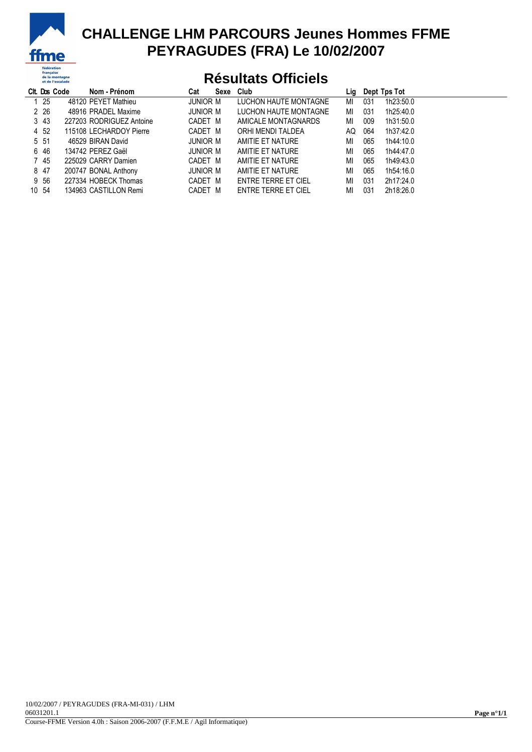# CHALLENGE LHM PARCOURS Jeunes Hommes FFME
# PEYRAGUDES (FRA) Le 10/02/2007

## Résultats Officiels

| Clt. | Dos | Code | Nom - Prénom | Cat | Sexe | Club | Lig | Dept | Tps Tot |
|---|---|---|---|---|---|---|---|---|---|
| 1 | 25 | 48120 | PEYET Mathieu | JUNIOR | M | LUCHON HAUTE MONTAGNE | MI | 031 | 1h23:50.0 |
| 2 | 26 | 48916 | PRADEL Maxime | JUNIOR | M | LUCHON HAUTE MONTAGNE | MI | 031 | 1h25:40.0 |
| 3 | 43 | 227203 | RODRIGUEZ Antoine | CADET | M | AMICALE MONTAGNARDS | MI | 009 | 1h31:50.0 |
| 4 | 52 | 115108 | LECHARDOY Pierre | CADET | M | ORHI MENDI TALDEA | AQ | 064 | 1h37:42.0 |
| 5 | 51 | 46529 | BIRAN David | JUNIOR | M | AMITIE ET NATURE | MI | 065 | 1h44:10.0 |
| 6 | 46 | 134742 | PEREZ Gaël | JUNIOR | M | AMITIE ET NATURE | MI | 065 | 1h44:47.0 |
| 7 | 45 | 225029 | CARRY Damien | CADET | M | AMITIE ET NATURE | MI | 065 | 1h49:43.0 |
| 8 | 47 | 200747 | BONAL Anthony | JUNIOR | M | AMITIE ET NATURE | MI | 065 | 1h54:16.0 |
| 9 | 56 | 227334 | HOBECK Thomas | CADET | M | ENTRE TERRE ET CIEL | MI | 031 | 2h17:24.0 |
| 10 | 54 | 134963 | CASTILLON Remi | CADET | M | ENTRE TERRE ET CIEL | MI | 031 | 2h18:26.0 |

10/02/2007 / PEYRAGUDES (FRA-MI-031) / LHM
06031201.1
Course-FFME Version 4.0h : Saison 2006-2007 (F.F.M.E / Agil Informatique)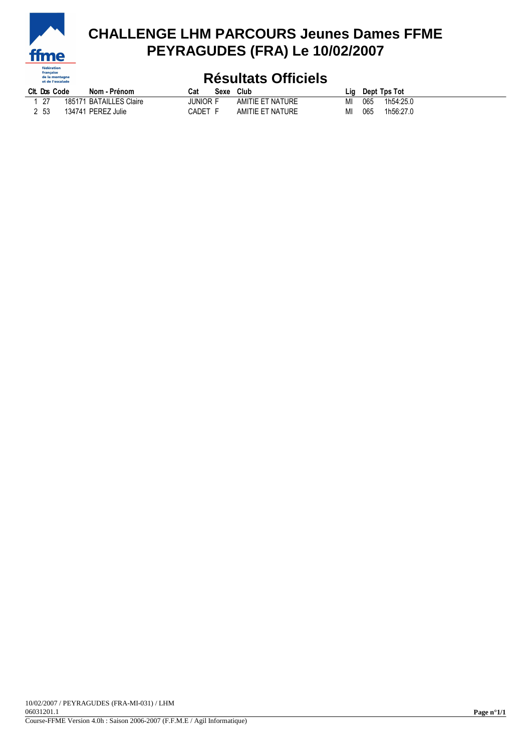# CHALLENGE LHM PARCOURS Jeunes Dames FFME
# PEYRAGUDES (FRA) Le 10/02/2007

## Résultats Officiels

| Clt. | Dos | Code | Nom - Prénom | Cat | Sexe | Club | Lig | Dept | Tps Tot |
|---|---|---|---|---|---|---|---|---|---|
| 1 | 27 | 185171 | BATAILLES Claire | JUNIOR | F | AMITIE ET NATURE | MI | 065 | 1h54:25.0 |
| 2 | 53 | 134741 | PEREZ Julie | CADET | F | AMITIE ET NATURE | MI | 065 | 1h56:27.0 |

10/02/2007 / PEYRAGUDES (FRA-MI-031) / LHM
06031201.1
Course-FFME Version 4.0h : Saison 2006-2007 (F.F.M.E / Agil Informatique)